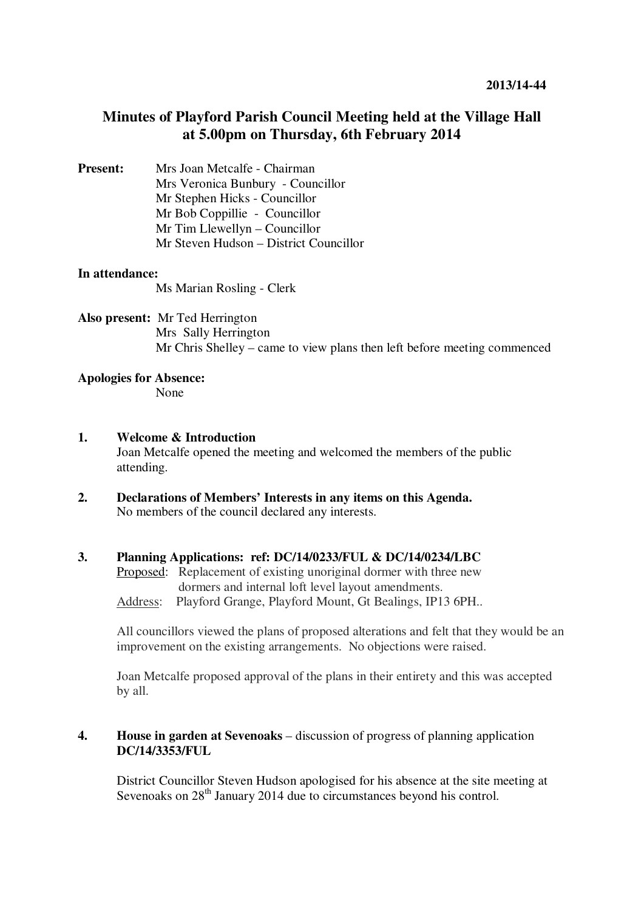2013/14-44

# Minutes of Playford Parish Council Meeting held at the Village Hall at 5.00pm on Thursday, 6th February 2014

**Present:**
Mrs Joan Metcalfe - Chairman
Mrs Veronica Bunbury - Councillor
Mr Stephen Hicks - Councillor
Mr Bob Coppillie - Councillor
Mr Tim Llewellyn – Councillor
Mr Steven Hudson – District Councillor

**In attendance:**
Ms Marian Rosling - Clerk

**Also present:**
Mr Ted Herrington
Mrs Sally Herrington
Mr Chris Shelley – came to view plans then left before meeting commenced

**Apologies for Absence:**
None

**1. Welcome & Introduction**

Joan Metcalfe opened the meeting and welcomed the members of the public attending.

**2. Declarations of Members' Interests in any items on this Agenda.**

No members of the council declared any interests.

**3. Planning Applications: ref: DC/14/0233/FUL & DC/14/0234/LBC**

Proposed: Replacement of existing unoriginal dormer with three new dormers and internal loft level layout amendments.
Address: Playford Grange, Playford Mount, Gt Bealings, IP13 6PH..

All councillors viewed the plans of proposed alterations and felt that they would be an improvement on the existing arrangements. No objections were raised.

Joan Metcalfe proposed approval of the plans in their entirety and this was accepted by all.

**4. House in garden at Sevenoaks** – discussion of progress of planning application **DC/14/3353/FUL**

District Councillor Steven Hudson apologised for his absence at the site meeting at Sevenoaks on 28th January 2014 due to circumstances beyond his control.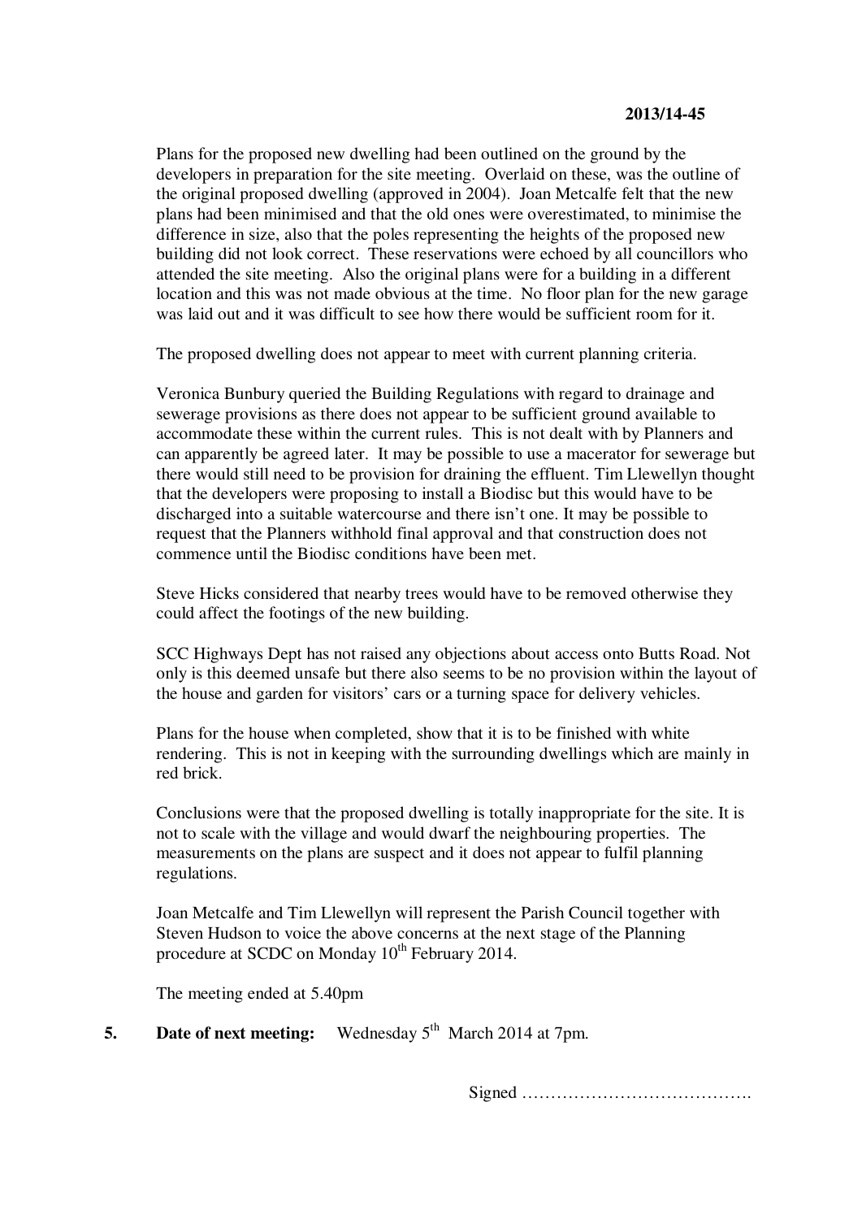Plans for the proposed new dwelling had been outlined on the ground by the developers in preparation for the site meeting. Overlaid on these, was the outline of the original proposed dwelling (approved in 2004). Joan Metcalfe felt that the new plans had been minimised and that the old ones were overestimated, to minimise the difference in size, also that the poles representing the heights of the proposed new building did not look correct. These reservations were echoed by all councillors who attended the site meeting. Also the original plans were for a building in a different location and this was not made obvious at the time. No floor plan for the new garage was laid out and it was difficult to see how there would be sufficient room for it.

The proposed dwelling does not appear to meet with current planning criteria.

Veronica Bunbury queried the Building Regulations with regard to drainage and sewerage provisions as there does not appear to be sufficient ground available to accommodate these within the current rules. This is not dealt with by Planners and can apparently be agreed later. It may be possible to use a macerator for sewerage but there would still need to be provision for draining the effluent. Tim Llewellyn thought that the developers were proposing to install a Biodisc but this would have to be discharged into a suitable watercourse and there isn't one. It may be possible to request that the Planners withhold final approval and that construction does not commence until the Biodisc conditions have been met.

Steve Hicks considered that nearby trees would have to be removed otherwise they could affect the footings of the new building.

SCC Highways Dept has not raised any objections about access onto Butts Road. Not only is this deemed unsafe but there also seems to be no provision within the layout of the house and garden for visitors' cars or a turning space for delivery vehicles.

Plans for the house when completed, show that it is to be finished with white rendering. This is not in keeping with the surrounding dwellings which are mainly in red brick.

Conclusions were that the proposed dwelling is totally inappropriate for the site. It is not to scale with the village and would dwarf the neighbouring properties. The measurements on the plans are suspect and it does not appear to fulfil planning regulations.

Joan Metcalfe and Tim Llewellyn will represent the Parish Council together with Steven Hudson to voice the above concerns at the next stage of the Planning procedure at SCDC on Monday 10th February 2014.

The meeting ended at 5.40pm

**5. Date of next meeting:** Wednesday 5th March 2014 at 7pm.

Signed ………………………………….